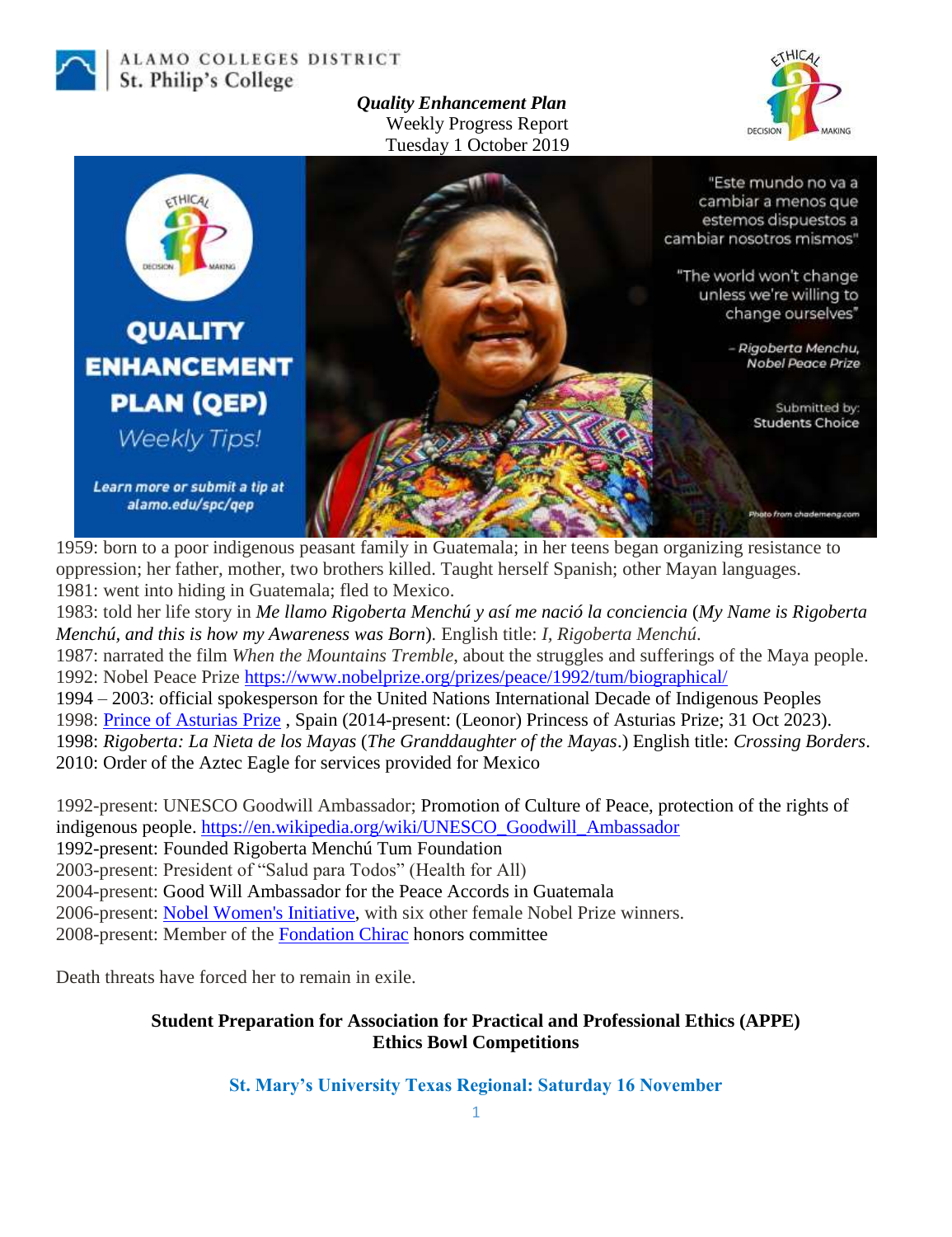ALAMO COLLEGES DISTRICT
St. Philip's College

***Quality Enhancement Plan***
Weekly Progress Report
Tuesday 1 October 2019

QUALITY ENHANCEMENT PLAN (QEP)
*Weekly Tips!*

*Learn more or submit a tip at alamo.edu/spc/qep*

"Este mundo no va a cambiar a menos que estemos dispuestos a cambiar nosotros mismos"

"The world won't change unless we're willing to change ourselves"

– *Rigoberta Menchu, Nobel Peace Prize*

Submitted by: Students Choice

*Photo from chademeng.com*

1959: born to a poor indigenous peasant family in Guatemala; in her teens began organizing resistance to oppression; her father, mother, two brothers killed. Taught herself Spanish; other Mayan languages.
1981: went into hiding in Guatemala; fled to Mexico.
1983: told her life story in *Me llamo Rigoberta Menchú y así me nació la conciencia* (*My Name is Rigoberta Menchú, and this is how my Awareness was Born*). English title: *I, Rigoberta Menchú*.
1987: narrated the film *When the Mountains Tremble*, about the struggles and sufferings of the Maya people.
1992: Nobel Peace Prize https://www.nobelprize.org/prizes/peace/1992/tum/biographical/
1994 – 2003: official spokesperson for the United Nations International Decade of Indigenous Peoples
1998: Prince of Asturias Prize , Spain (2014-present: (Leonor) Princess of Asturias Prize; 31 Oct 2023).
1998: *Rigoberta: La Nieta de los Mayas* (*The Granddaughter of the Mayas*.) English title: *Crossing Borders*.
2010: Order of the Aztec Eagle for services provided for Mexico

1992-present: UNESCO Goodwill Ambassador; Promotion of Culture of Peace, protection of the rights of indigenous people. https://en.wikipedia.org/wiki/UNESCO_Goodwill_Ambassador
1992-present: Founded Rigoberta Menchú Tum Foundation
2003-present: President of "Salud para Todos" (Health for All)
2004-present: Good Will Ambassador for the Peace Accords in Guatemala
2006-present: Nobel Women's Initiative, with six other female Nobel Prize winners.
2008-present: Member of the Fondation Chirac honors committee

Death threats have forced her to remain in exile.

**Student Preparation for Association for Practical and Professional Ethics (APPE) Ethics Bowl Competitions**

**St. Mary's University Texas Regional: Saturday 16 November**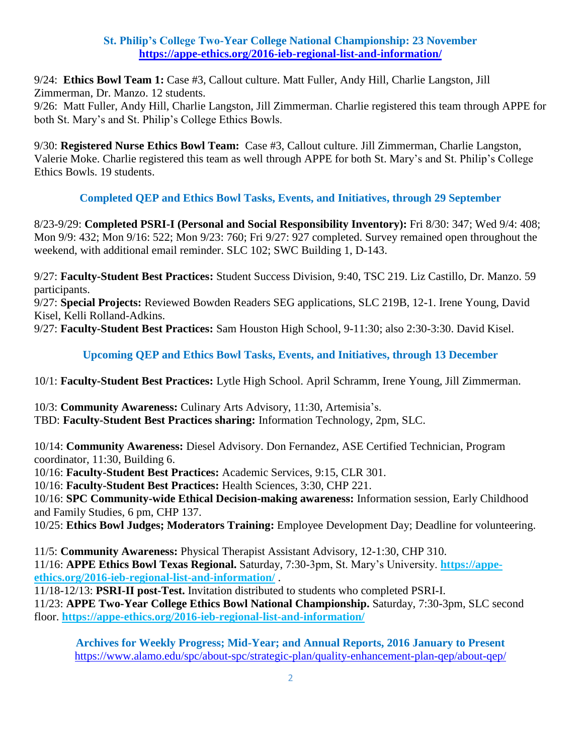### St. Philip's College Two-Year College National Championship: 23 November
https://appe-ethics.org/2016-ieb-regional-list-and-information/

9/24: **Ethics Bowl Team 1:** Case #3, Callout culture. Matt Fuller, Andy Hill, Charlie Langston, Jill Zimmerman, Dr. Manzo. 12 students.
9/26: Matt Fuller, Andy Hill, Charlie Langston, Jill Zimmerman. Charlie registered this team through APPE for both St. Mary's and St. Philip's College Ethics Bowls.

9/30: **Registered Nurse Ethics Bowl Team:** Case #3, Callout culture. Jill Zimmerman, Charlie Langston, Valerie Moke. Charlie registered this team as well through APPE for both St. Mary's and St. Philip's College Ethics Bowls. 19 students.

### Completed QEP and Ethics Bowl Tasks, Events, and Initiatives, through 29 September

8/23-9/29: **Completed PSRI-I (Personal and Social Responsibility Inventory):** Fri 8/30: 347; Wed 9/4: 408; Mon 9/9: 432; Mon 9/16: 522; Mon 9/23: 760; Fri 9/27: 927 completed. Survey remained open throughout the weekend, with additional email reminder. SLC 102; SWC Building 1, D-143.

9/27: **Faculty-Student Best Practices:** Student Success Division, 9:40, TSC 219. Liz Castillo, Dr. Manzo. 59 participants.
9/27: **Special Projects:** Reviewed Bowden Readers SEG applications, SLC 219B, 12-1. Irene Young, David Kisel, Kelli Rolland-Adkins.
9/27: **Faculty-Student Best Practices:** Sam Houston High School, 9-11:30; also 2:30-3:30. David Kisel.

### Upcoming QEP and Ethics Bowl Tasks, Events, and Initiatives, through 13 December

10/1: **Faculty-Student Best Practices:** Lytle High School. April Schramm, Irene Young, Jill Zimmerman.

10/3: **Community Awareness:** Culinary Arts Advisory, 11:30, Artemisia's.
TBD: **Faculty-Student Best Practices sharing:** Information Technology, 2pm, SLC.

10/14: **Community Awareness:** Diesel Advisory. Don Fernandez, ASE Certified Technician, Program coordinator, 11:30, Building 6.
10/16: **Faculty-Student Best Practices:** Academic Services, 9:15, CLR 301.
10/16: **Faculty-Student Best Practices:** Health Sciences, 3:30, CHP 221.
10/16: **SPC Community-wide Ethical Decision-making awareness:** Information session, Early Childhood and Family Studies, 6 pm, CHP 137.
10/25: **Ethics Bowl Judges; Moderators Training:** Employee Development Day; Deadline for volunteering.

11/5: **Community Awareness:** Physical Therapist Assistant Advisory, 12-1:30, CHP 310.
11/16: **APPE Ethics Bowl Texas Regional.** Saturday, 7:30-3pm, St. Mary's University. **https://appe-ethics.org/2016-ieb-regional-list-and-information/** .
11/18-12/13: **PSRI-II post-Test.** Invitation distributed to students who completed PSRI-I.
11/23: **APPE Two-Year College Ethics Bowl National Championship.** Saturday, 7:30-3pm, SLC second floor. **https://appe-ethics.org/2016-ieb-regional-list-and-information/**

**Archives for Weekly Progress; Mid-Year; and Annual Reports, 2016 January to Present**
https://www.alamo.edu/spc/about-spc/strategic-plan/quality-enhancement-plan-qep/about-qep/